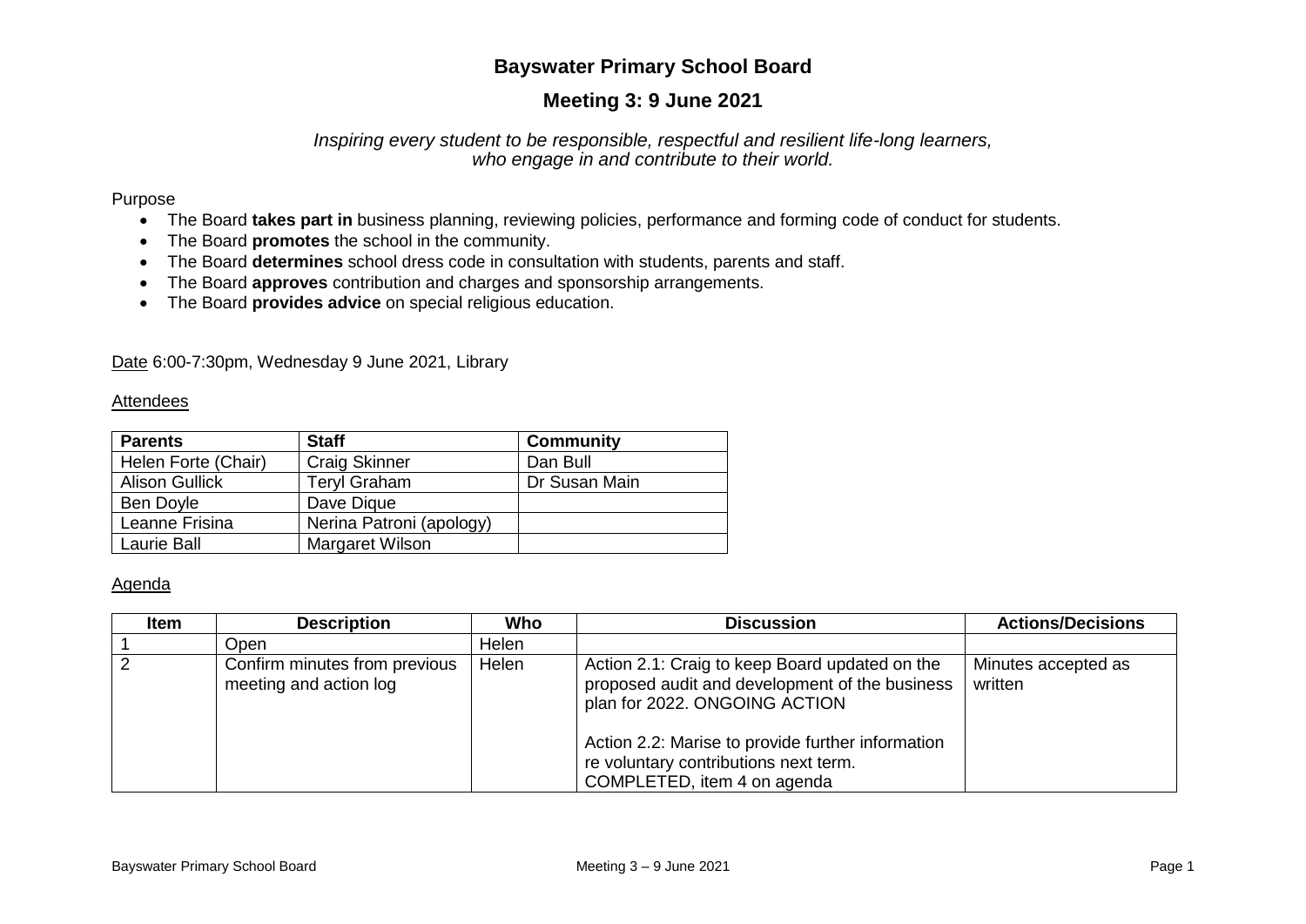# Bayswater Primary School Board

## Meeting 3: 9 June 2021

*Inspiring every student to be responsible, respectful and resilient life-long learners, who engage in and contribute to their world.*

Purpose

- The Board **takes part in** business planning, reviewing policies, performance and forming code of conduct for students.
- The Board **promotes** the school in the community.
- The Board **determines** school dress code in consultation with students, parents and staff.
- The Board **approves** contribution and charges and sponsorship arrangements.
- The Board **provides advice** on special religious education.

Date 6:00-7:30pm, Wednesday 9 June 2021, Library

Attendees

| Parents | Staff | Community |
|---|---|---|
| Helen Forte (Chair) | Craig Skinner | Dan Bull |
| Alison Gullick | Teryl Graham | Dr Susan Main |
| Ben Doyle | Dave Dique | |
| Leanne Frisina | Nerina Patroni (apology) | |
| Laurie Ball | Margaret Wilson | |

Agenda

| Item | Description | Who | Discussion | Actions/Decisions |
|---|---|---|---|---|
| 1 | Open | Helen | | |
| 2 | Confirm minutes from previous meeting and action log | Helen | Action 2.1: Craig to keep Board updated on the proposed audit and development of the business plan for 2022. ONGOING ACTION<br><br>Action 2.2: Marise to provide further information re voluntary contributions next term. COMPLETED, item 4 on agenda | Minutes accepted as written |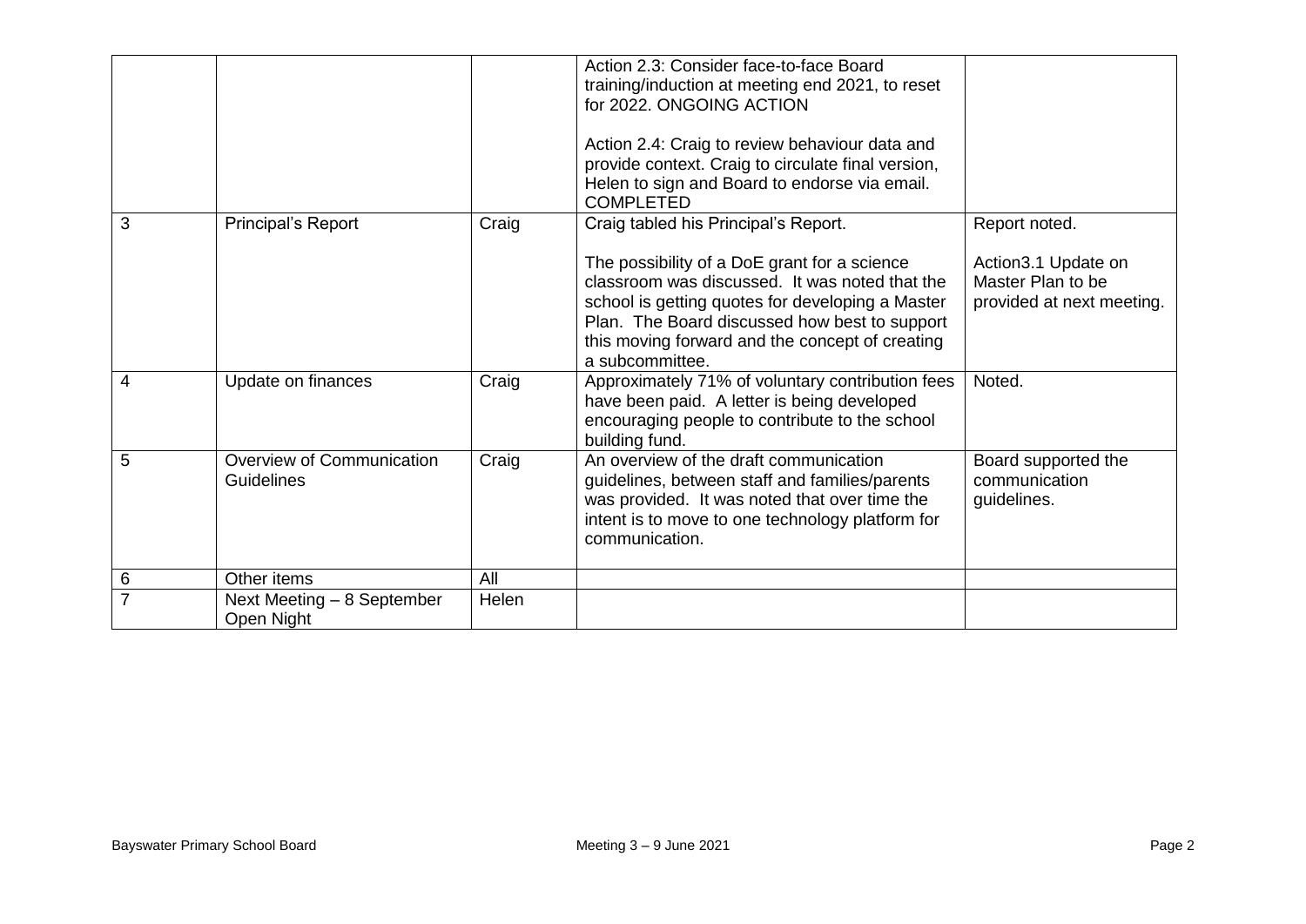| | | | | |
|---|---|---|---|---|
| | | | Action 2.3: Consider face-to-face Board training/induction at meeting end 2021, to reset for 2022. ONGOING ACTION<br><br>Action 2.4: Craig to review behaviour data and provide context. Craig to circulate final version, Helen to sign and Board to endorse via email. COMPLETED | |
| 3 | Principal's Report | Craig | Craig tabled his Principal's Report.<br><br>The possibility of a DoE grant for a science classroom was discussed. It was noted that the school is getting quotes for developing a Master Plan. The Board discussed how best to support this moving forward and the concept of creating a subcommittee. | Report noted.<br><br>Action3.1 Update on Master Plan to be provided at next meeting. |
| 4 | Update on finances | Craig | Approximately 71% of voluntary contribution fees have been paid. A letter is being developed encouraging people to contribute to the school building fund. | Noted. |
| 5 | Overview of Communication Guidelines | Craig | An overview of the draft communication guidelines, between staff and families/parents was provided. It was noted that over time the intent is to move to one technology platform for communication. | Board supported the communication guidelines. |
| 6 | Other items | All | | |
| 7 | Next Meeting – 8 September Open Night | Helen | | |